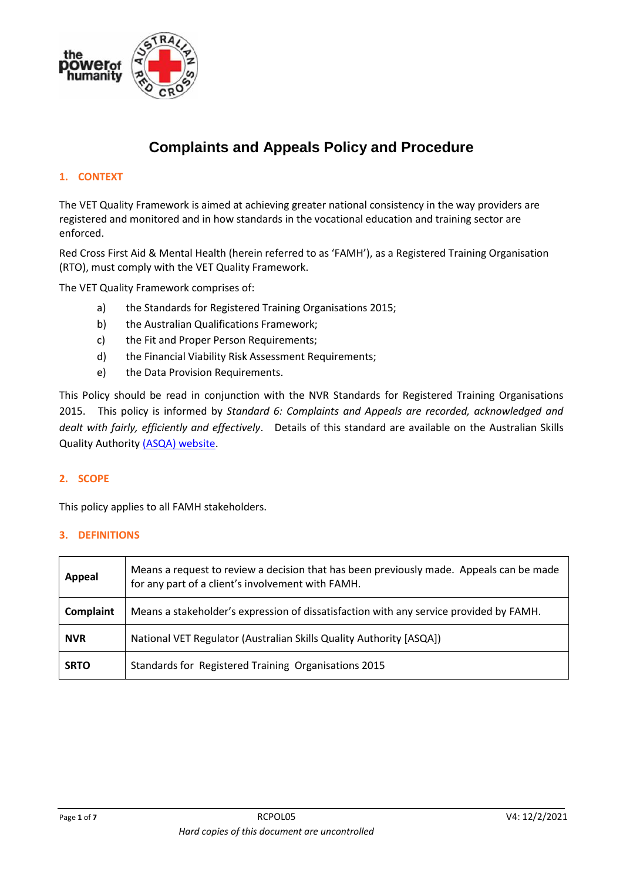# Complaints and Appeals Policy and Procedure

## 1. CONTEXT

The VET Quality Framework is aimed at achieving greater national consistency in the way providers are registered and monitored and in how standards in the vocational education and training sector are enforced.

Red Cross First Aid & Mental Health (herein referred to as 'FAMH'), as a Registered Training Organisation (RTO), must comply with the VET Quality Framework.

The VET Quality Framework comprises of:

a) the Standards for Registered Training Organisations 2015;
b) the Australian Qualifications Framework;
c) the Fit and Proper Person Requirements;
d) the Financial Viability Risk Assessment Requirements;
e) the Data Provision Requirements.

This Policy should be read in conjunction with the NVR Standards for Registered Training Organisations 2015. This policy is informed by *Standard 6: Complaints and Appeals are recorded, acknowledged and dealt with fairly, efficiently and effectively*. Details of this standard are available on the Australian Skills Quality Authority [(ASQA) website](#).

## 2. SCOPE

This policy applies to all FAMH stakeholders.

## 3. DEFINITIONS

| | |
|---|---|
| **Appeal** | Means a request to review a decision that has been previously made. Appeals can be made for any part of a client's involvement with FAMH. |
| **Complaint** | Means a stakeholder's expression of dissatisfaction with any service provided by FAMH. |
| **NVR** | National VET Regulator (Australian Skills Quality Authority [ASQA]) |
| **SRTO** | Standards for Registered Training Organisations 2015 |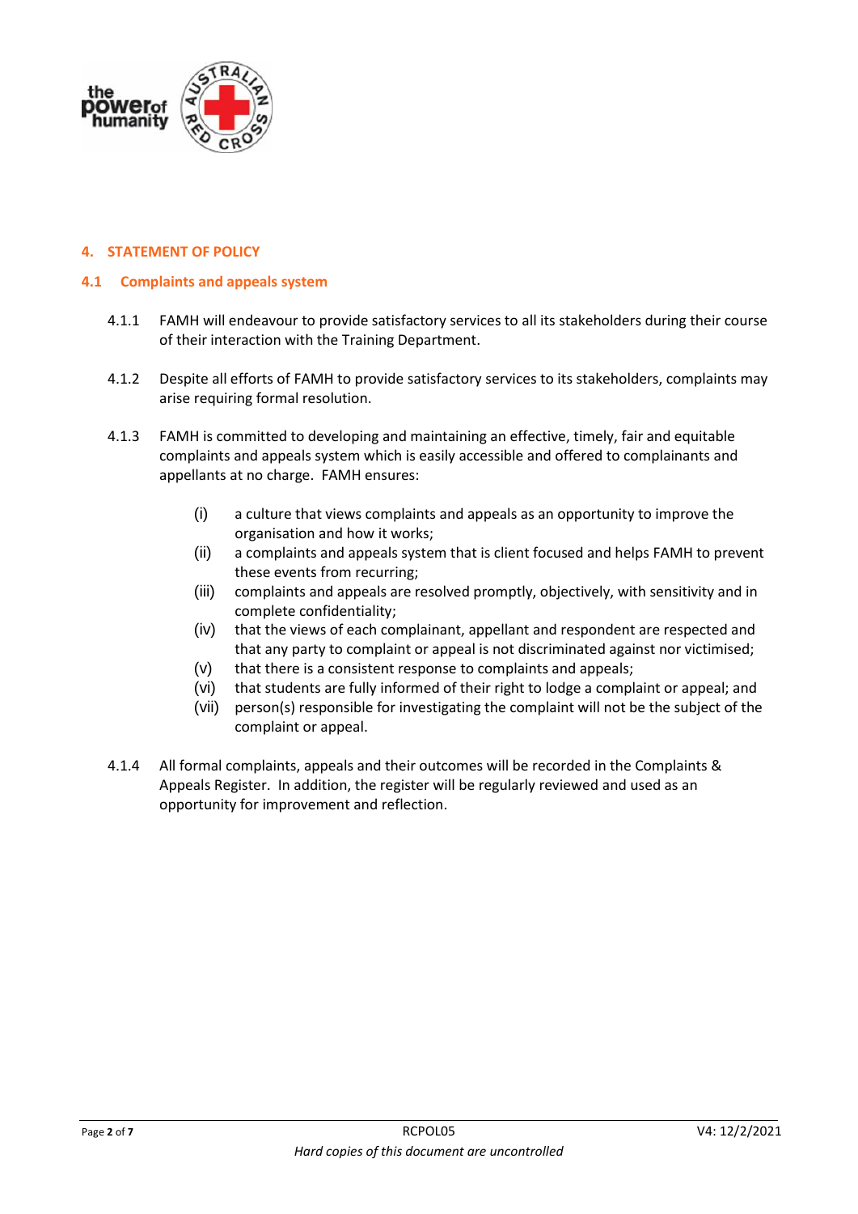## 4. STATEMENT OF POLICY

### 4.1 Complaints and appeals system

4.1.1 FAMH will endeavour to provide satisfactory services to all its stakeholders during their course of their interaction with the Training Department.

4.1.2 Despite all efforts of FAMH to provide satisfactory services to its stakeholders, complaints may arise requiring formal resolution.

4.1.3 FAMH is committed to developing and maintaining an effective, timely, fair and equitable complaints and appeals system which is easily accessible and offered to complainants and appellants at no charge. FAMH ensures:

- (i) a culture that views complaints and appeals as an opportunity to improve the organisation and how it works;
- (ii) a complaints and appeals system that is client focused and helps FAMH to prevent these events from recurring;
- (iii) complaints and appeals are resolved promptly, objectively, with sensitivity and in complete confidentiality;
- (iv) that the views of each complainant, appellant and respondent are respected and that any party to complaint or appeal is not discriminated against nor victimised;
- (v) that there is a consistent response to complaints and appeals;
- (vi) that students are fully informed of their right to lodge a complaint or appeal; and
- (vii) person(s) responsible for investigating the complaint will not be the subject of the complaint or appeal.

4.1.4 All formal complaints, appeals and their outcomes will be recorded in the Complaints & Appeals Register. In addition, the register will be regularly reviewed and used as an opportunity for improvement and reflection.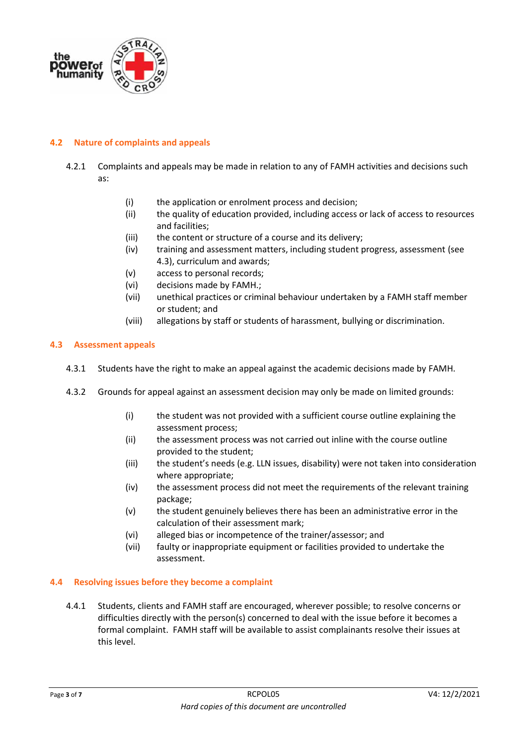## 4.2 Nature of complaints and appeals

4.2.1 Complaints and appeals may be made in relation to any of FAMH activities and decisions such as:

- (i) the application or enrolment process and decision;
- (ii) the quality of education provided, including access or lack of access to resources and facilities;
- (iii) the content or structure of a course and its delivery;
- (iv) training and assessment matters, including student progress, assessment (see 4.3), curriculum and awards;
- (v) access to personal records;
- (vi) decisions made by FAMH.;
- (vii) unethical practices or criminal behaviour undertaken by a FAMH staff member or student; and
- (viii) allegations by staff or students of harassment, bullying or discrimination.

## 4.3 Assessment appeals

4.3.1 Students have the right to make an appeal against the academic decisions made by FAMH.

4.3.2 Grounds for appeal against an assessment decision may only be made on limited grounds:

- (i) the student was not provided with a sufficient course outline explaining the assessment process;
- (ii) the assessment process was not carried out inline with the course outline provided to the student;
- (iii) the student's needs (e.g. LLN issues, disability) were not taken into consideration where appropriate;
- (iv) the assessment process did not meet the requirements of the relevant training package;
- (v) the student genuinely believes there has been an administrative error in the calculation of their assessment mark;
- (vi) alleged bias or incompetence of the trainer/assessor; and
- (vii) faulty or inappropriate equipment or facilities provided to undertake the assessment.

## 4.4 Resolving issues before they become a complaint

4.4.1 Students, clients and FAMH staff are encouraged, wherever possible; to resolve concerns or difficulties directly with the person(s) concerned to deal with the issue before it becomes a formal complaint. FAMH staff will be available to assist complainants resolve their issues at this level.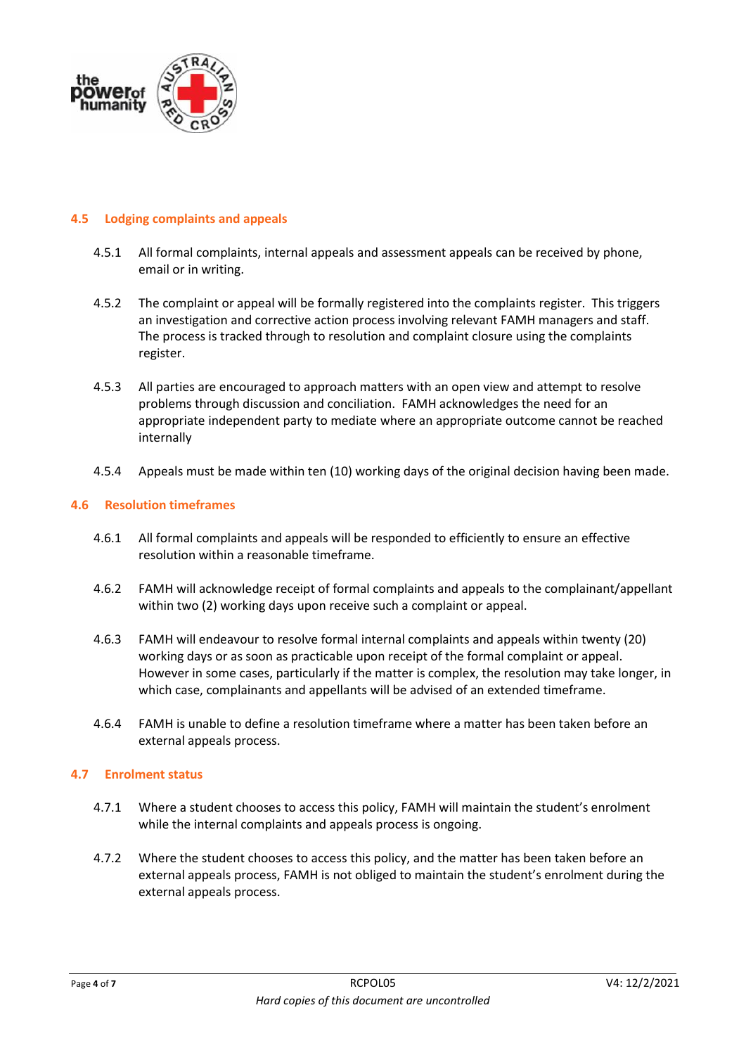## 4.5 Lodging complaints and appeals

4.5.1 All formal complaints, internal appeals and assessment appeals can be received by phone, email or in writing.

4.5.2 The complaint or appeal will be formally registered into the complaints register. This triggers an investigation and corrective action process involving relevant FAMH managers and staff. The process is tracked through to resolution and complaint closure using the complaints register.

4.5.3 All parties are encouraged to approach matters with an open view and attempt to resolve problems through discussion and conciliation. FAMH acknowledges the need for an appropriate independent party to mediate where an appropriate outcome cannot be reached internally

4.5.4 Appeals must be made within ten (10) working days of the original decision having been made.

## 4.6 Resolution timeframes

4.6.1 All formal complaints and appeals will be responded to efficiently to ensure an effective resolution within a reasonable timeframe.

4.6.2 FAMH will acknowledge receipt of formal complaints and appeals to the complainant/appellant within two (2) working days upon receive such a complaint or appeal.

4.6.3 FAMH will endeavour to resolve formal internal complaints and appeals within twenty (20) working days or as soon as practicable upon receipt of the formal complaint or appeal. However in some cases, particularly if the matter is complex, the resolution may take longer, in which case, complainants and appellants will be advised of an extended timeframe.

4.6.4 FAMH is unable to define a resolution timeframe where a matter has been taken before an external appeals process.

## 4.7 Enrolment status

4.7.1 Where a student chooses to access this policy, FAMH will maintain the student's enrolment while the internal complaints and appeals process is ongoing.

4.7.2 Where the student chooses to access this policy, and the matter has been taken before an external appeals process, FAMH is not obliged to maintain the student's enrolment during the external appeals process.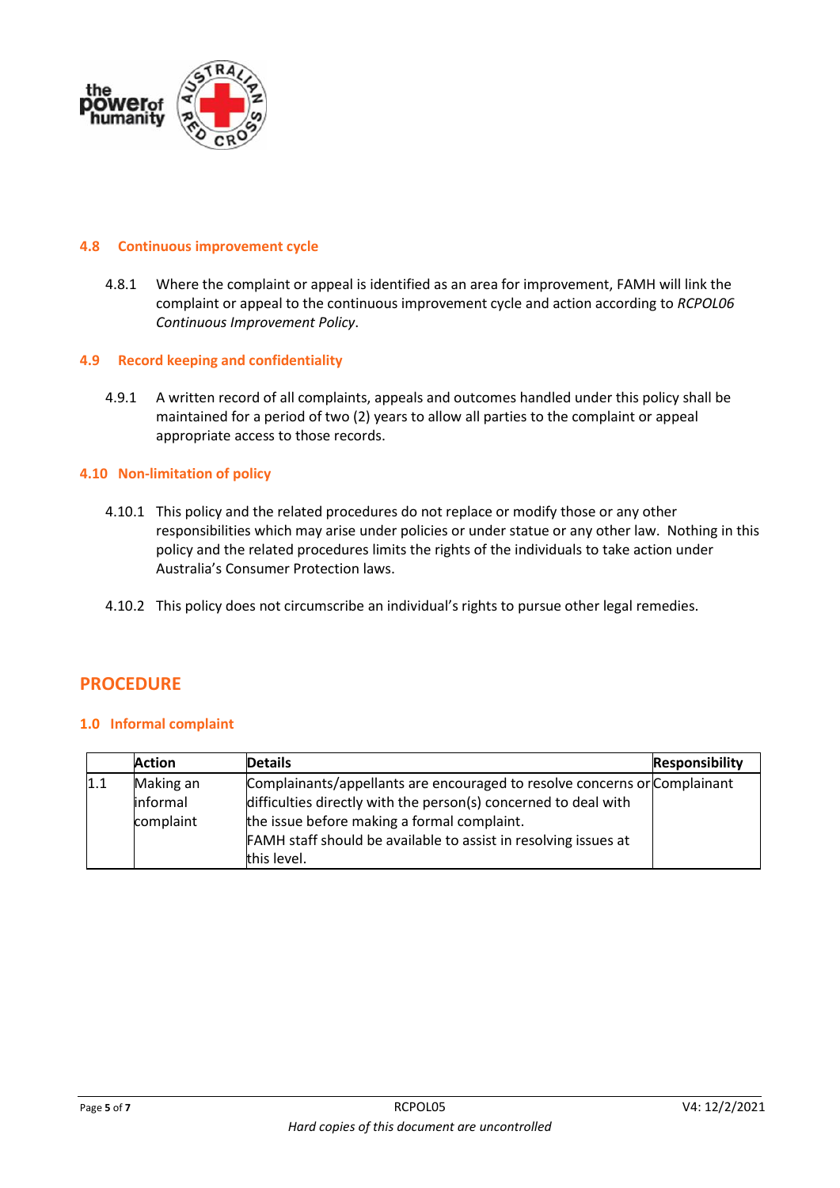### 4.8 Continuous improvement cycle

4.8.1 Where the complaint or appeal is identified as an area for improvement, FAMH will link the complaint or appeal to the continuous improvement cycle and action according to *RCPOL06 Continuous Improvement Policy*.

### 4.9 Record keeping and confidentiality

4.9.1 A written record of all complaints, appeals and outcomes handled under this policy shall be maintained for a period of two (2) years to allow all parties to the complaint or appeal appropriate access to those records.

### 4.10 Non-limitation of policy

4.10.1 This policy and the related procedures do not replace or modify those or any other responsibilities which may arise under policies or under statue or any other law. Nothing in this policy and the related procedures limits the rights of the individuals to take action under Australia's Consumer Protection laws.

4.10.2 This policy does not circumscribe an individual's rights to pursue other legal remedies.

## PROCEDURE

### 1.0 Informal complaint

| | Action | Details | Responsibility |
|---|---|---|---|
| 1.1 | Making an informal complaint | Complainants/appellants are encouraged to resolve concerns or difficulties directly with the person(s) concerned to deal with the issue before making a formal complaint.<br>FAMH staff should be available to assist in resolving issues at this level. | Complainant |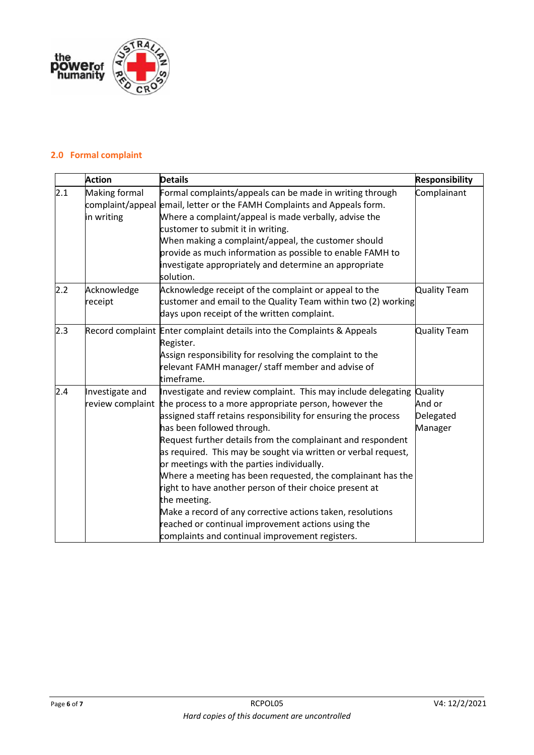## 2.0 Formal complaint

| | Action | Details | Responsibility |
|---|---|---|---|
| 2.1 | Making formal complaint/appeal in writing | Formal complaints/appeals can be made in writing through email, letter or the FAMH Complaints and Appeals form. Where a complaint/appeal is made verbally, advise the customer to submit it in writing. When making a complaint/appeal, the customer should provide as much information as possible to enable FAMH to investigate appropriately and determine an appropriate solution. | Complainant |
| 2.2 | Acknowledge receipt | Acknowledge receipt of the complaint or appeal to the customer and email to the Quality Team within two (2) working days upon receipt of the written complaint. | Quality Team |
| 2.3 | Record complaint | Enter complaint details into the Complaints & Appeals Register. Assign responsibility for resolving the complaint to the relevant FAMH manager/ staff member and advise of timeframe. | Quality Team |
| 2.4 | Investigate and review complaint | Investigate and review complaint. This may include delegating the process to a more appropriate person, however the assigned staff retains responsibility for ensuring the process has been followed through. Request further details from the complainant and respondent as required. This may be sought via written or verbal request, or meetings with the parties individually. Where a meeting has been requested, the complainant has the right to have another person of their choice present at the meeting. Make a record of any corrective actions taken, resolutions reached or continual improvement actions using the complaints and continual improvement registers. | Quality And or Delegated Manager |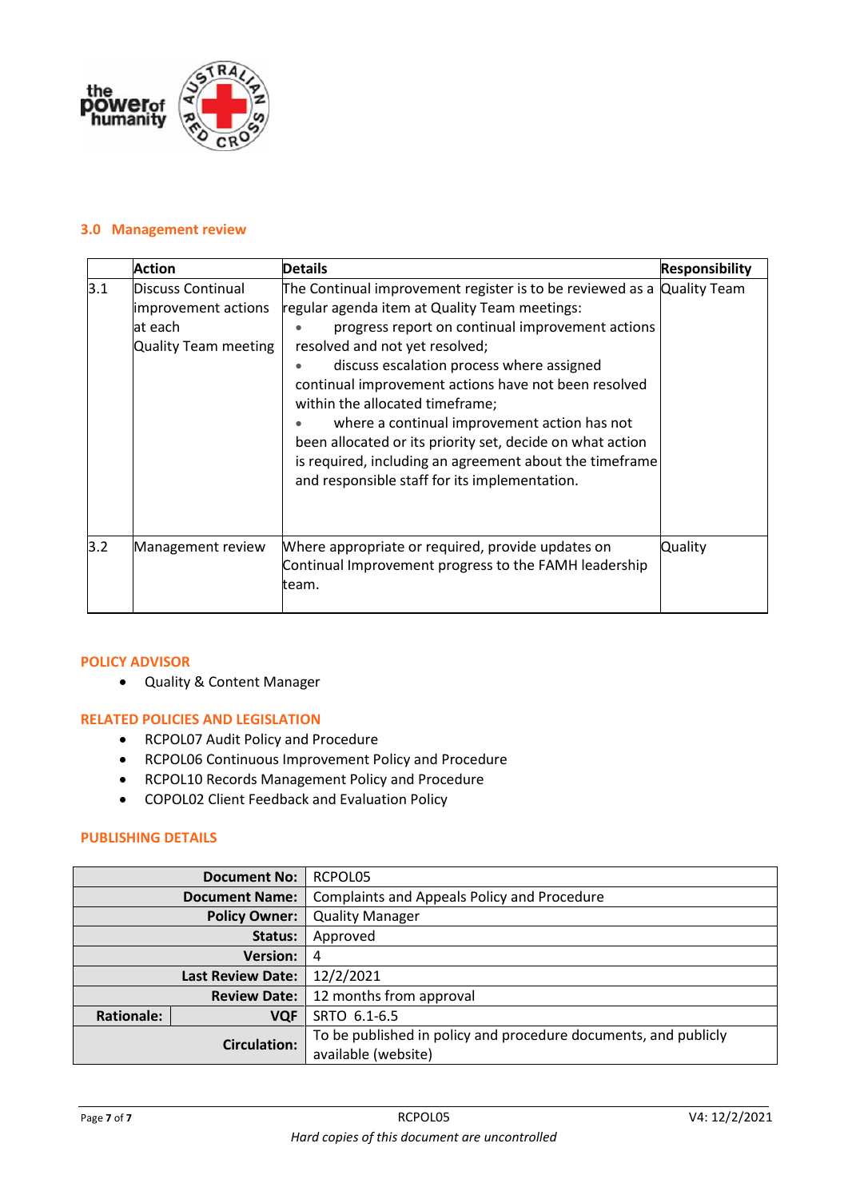## 3.0 Management review

| | Action | Details | Responsibility |
|---|---|---|---|
| 3.1 | Discuss Continual improvement actions at each Quality Team meeting | The Continual improvement register is to be reviewed as a regular agenda item at Quality Team meetings:<br>• progress report on continual improvement actions resolved and not yet resolved;<br>• discuss escalation process where assigned continual improvement actions have not been resolved within the allocated timeframe;<br>• where a continual improvement action has not been allocated or its priority set, decide on what action is required, including an agreement about the timeframe and responsible staff for its implementation. | Quality Team |
| 3.2 | Management review | Where appropriate or required, provide updates on Continual Improvement progress to the FAMH leadership team. | Quality |

### POLICY ADVISOR

- Quality & Content Manager

### RELATED POLICIES AND LEGISLATION

- RCPOL07 Audit Policy and Procedure
- RCPOL06 Continuous Improvement Policy and Procedure
- RCPOL10 Records Management Policy and Procedure
- COPOL02 Client Feedback and Evaluation Policy

### PUBLISHING DETAILS

| | | |
|---|---|---|
| | **Document No:** | RCPOL05 |
| | **Document Name:** | Complaints and Appeals Policy and Procedure |
| | **Policy Owner:** | Quality Manager |
| | **Status:** | Approved |
| | **Version:** | 4 |
| | **Last Review Date:** | 12/2/2021 |
| | **Review Date:** | 12 months from approval |
| **Rationale:** | **VQF** | SRTO 6.1-6.5 |
| | **Circulation:** | To be published in policy and procedure documents, and publicly available (website) |

*Hard copies of this document are uncontrolled*